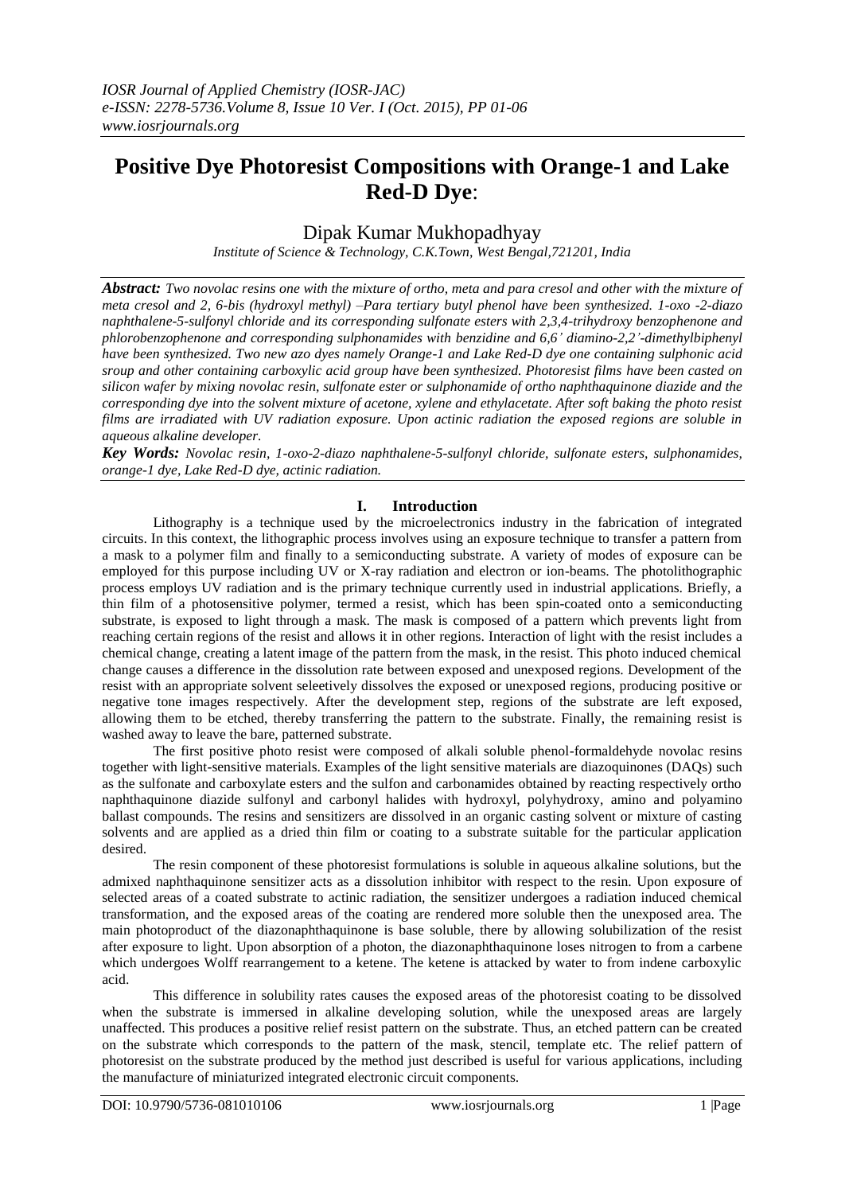# Positive Dye Photoresist Compositions with Orange-1 and Lake Red-D Dye:

## Dipak Kumar Mukhopadhyay

*Institute of Science & Technology, C.K.Town, West Bengal,721201, India*

***Abstract:*** *Two novolac resins one with the mixture of ortho, meta and para cresol and other with the mixture of meta cresol and 2, 6-bis (hydroxyl methyl) –Para tertiary butyl phenol have been synthesized. 1-oxo -2-diazo naphthalene-5-sulfonyl chloride and its corresponding sulfonate esters with 2,3,4-trihydroxy benzophenone and phlorobenzophenone and corresponding sulphonamides with benzidine and 6,6' diamino-2,2'-dimethylbiphenyl have been synthesized. Two new azo dyes namely Orange-1 and Lake Red-D dye one containing sulphonic acid sroup and other containing carboxylic acid group have been synthesized. Photoresist films have been casted on silicon wafer by mixing novolac resin, sulfonate ester or sulphonamide of ortho naphthaquinone diazide and the corresponding dye into the solvent mixture of acetone, xylene and ethylacetate. After soft baking the photo resist films are irradiated with UV radiation exposure. Upon actinic radiation the exposed regions are soluble in aqueous alkaline developer.*

***Key Words:*** *Novolac resin, 1-oxo-2-diazo naphthalene-5-sulfonyl chloride, sulfonate esters, sulphonamides, orange-1 dye, Lake Red-D dye, actinic radiation.*

## I. Introduction

Lithography is a technique used by the microelectronics industry in the fabrication of integrated circuits. In this context, the lithographic process involves using an exposure technique to transfer a pattern from a mask to a polymer film and finally to a semiconducting substrate. A variety of modes of exposure can be employed for this purpose including UV or X-ray radiation and electron or ion-beams. The photolithographic process employs UV radiation and is the primary technique currently used in industrial applications. Briefly, a thin film of a photosensitive polymer, termed a resist, which has been spin-coated onto a semiconducting substrate, is exposed to light through a mask. The mask is composed of a pattern which prevents light from reaching certain regions of the resist and allows it in other regions. Interaction of light with the resist includes a chemical change, creating a latent image of the pattern from the mask, in the resist. This photo induced chemical change causes a difference in the dissolution rate between exposed and unexposed regions. Development of the resist with an appropriate solvent seleetively dissolves the exposed or unexposed regions, producing positive or negative tone images respectively. After the development step, regions of the substrate are left exposed, allowing them to be etched, thereby transferring the pattern to the substrate. Finally, the remaining resist is washed away to leave the bare, patterned substrate.

The first positive photo resist were composed of alkali soluble phenol-formaldehyde novolac resins together with light-sensitive materials. Examples of the light sensitive materials are diazoquinones (DAQs) such as the sulfonate and carboxylate esters and the sulfon and carbonamides obtained by reacting respectively ortho naphthaquinone diazide sulfonyl and carbonyl halides with hydroxyl, polyhydroxy, amino and polyamino ballast compounds. The resins and sensitizers are dissolved in an organic casting solvent or mixture of casting solvents and are applied as a dried thin film or coating to a substrate suitable for the particular application desired.

The resin component of these photoresist formulations is soluble in aqueous alkaline solutions, but the admixed naphthaquinone sensitizer acts as a dissolution inhibitor with respect to the resin. Upon exposure of selected areas of a coated substrate to actinic radiation, the sensitizer undergoes a radiation induced chemical transformation, and the exposed areas of the coating are rendered more soluble then the unexposed area. The main photoproduct of the diazonaphthaquinone is base soluble, there by allowing solubilization of the resist after exposure to light. Upon absorption of a photon, the diazonaphthaquinone loses nitrogen to from a carbene which undergoes Wolff rearrangement to a ketene. The ketene is attacked by water to from indene carboxylic acid.

This difference in solubility rates causes the exposed areas of the photoresist coating to be dissolved when the substrate is immersed in alkaline developing solution, while the unexposed areas are largely unaffected. This produces a positive relief resist pattern on the substrate. Thus, an etched pattern can be created on the substrate which corresponds to the pattern of the mask, stencil, template etc. The relief pattern of photoresist on the substrate produced by the method just described is useful for various applications, including the manufacture of miniaturized integrated electronic circuit components.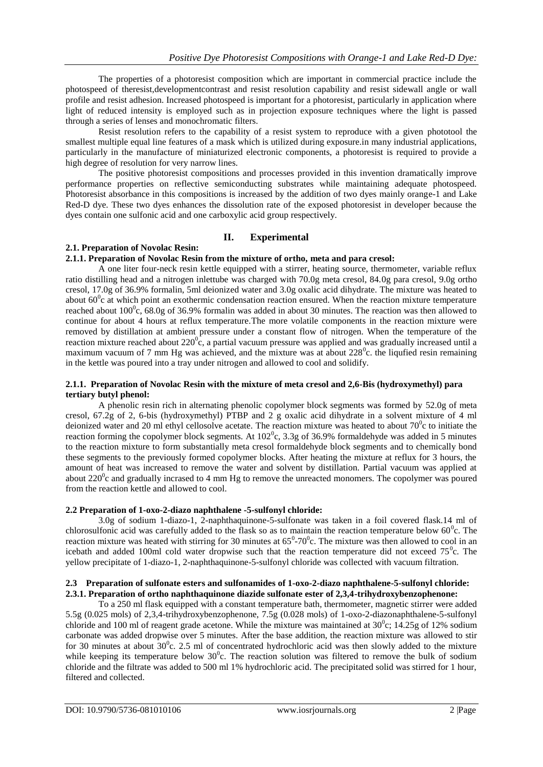The properties of a photoresist composition which are important in commercial practice include the photospeed of theresist,developmentcontrast and resist resolution capability and resist sidewall angle or wall profile and resist adhesion. Increased photospeed is important for a photoresist, particularly in application where light of reduced intensity is employed such as in projection exposure techniques where the light is passed through a series of lenses and monochromatic filters.

Resist resolution refers to the capability of a resist system to reproduce with a given phototool the smallest multiple equal line features of a mask which is utilized during exposure.in many industrial applications, particularly in the manufacture of miniaturized electronic components, a photoresist is required to provide a high degree of resolution for very narrow lines.

The positive photoresist compositions and processes provided in this invention dramatically improve performance properties on reflective semiconducting substrates while maintaining adequate photospeed. Photoresist absorbance in this compositions is increased by the addition of two dyes mainly orange-1 and Lake Red-D dye. These two dyes enhances the dissolution rate of the exposed photoresist in developer because the dyes contain one sulfonic acid and one carboxylic acid group respectively.

## II. Experimental

### 2.1. Preparation of Novolac Resin:

#### 2.1.1. Preparation of Novolac Resin from the mixture of ortho, meta and para cresol:

A one liter four-neck resin kettle equipped with a stirrer, heating source, thermometer, variable reflux ratio distilling head and a nitrogen inlettube was charged with 70.0g meta cresol, 84.0g para cresol, 9.0g ortho cresol, 17.0g of 36.9% formalin, 5ml deionized water and 3.0g oxalic acid dihydrate. The mixture was heated to about $60^0$c at which point an exothermic condensation reaction ensured. When the reaction mixture temperature reached about $100^0$c, 68.0g of 36.9% formalin was added in about 30 minutes. The reaction was then allowed to continue for about 4 hours at reflux temperature.The more volatile components in the reaction mixture were removed by distillation at ambient pressure under a constant flow of nitrogen. When the temperature of the reaction mixture reached about $220^0$c, a partial vacuum pressure was applied and was gradually increased until a maximum vacuum of 7 mm Hg was achieved, and the mixture was at about $228^0$c. the liqufied resin remaining in the kettle was poured into a tray under nitrogen and allowed to cool and solidify.

#### 2.1.1. Preparation of Novolac Resin with the mixture of meta cresol and 2,6-Bis (hydroxymethyl) para tertiary butyl phenol:

A phenolic resin rich in alternating phenolic copolymer block segments was formed by 52.0g of meta cresol, 67.2g of 2, 6-bis (hydroxymethyl) PTBP and 2 g oxalic acid dihydrate in a solvent mixture of 4 ml deionized water and 20 ml ethyl cellosolve acetate. The reaction mixture was heated to about $70^0$c to initiate the reaction forming the copolymer block segments. At $102^0$c, 3.3g of 36.9% formaldehyde was added in 5 minutes to the reaction mixture to form substantially meta cresol formaldehyde block segments and to chemically bond these segments to the previously formed copolymer blocks. After heating the mixture at reflux for 3 hours, the amount of heat was increased to remove the water and solvent by distillation. Partial vacuum was applied at about $220^0$c and gradually incrased to 4 mm Hg to remove the unreacted monomers. The copolymer was poured from the reaction kettle and allowed to cool.

### 2.2 Preparation of 1-oxo-2-diazo naphthalene -5-sulfonyl chloride:

3.0g of sodium 1-diazo-1, 2-naphthaquinone-5-sulfonate was taken in a foil covered flask.14 ml of chlorosulfonic acid was carefully added to the flask so as to maintain the reaction temperature below $60^0$c. The reaction mixture was heated with stirring for 30 minutes at $65^0$-$70^0$c. The mixture was then allowed to cool in an icebath and added 100ml cold water dropwise such that the reaction temperature did not exceed $75^0$c. The yellow precipitate of 1-diazo-1, 2-naphthaquinone-5-sulfonyl chloride was collected with vacuum filtration.

### 2.3 Preparation of sulfonate esters and sulfonamides of 1-oxo-2-diazo naphthalene-5-sulfonyl chloride:

#### 2.3.1. Preparation of ortho naphthaquinone diazide sulfonate ester of 2,3,4-trihydroxybenzophenone:

To a 250 ml flask equipped with a constant temperature bath, thermometer, magnetic stirrer were added 5.5g (0.025 mols) of 2,3,4-trihydroxybenzophenone, 7.5g (0.028 mols) of 1-oxo-2-diazonaphthalene-5-sulfonyl chloride and 100 ml of reagent grade acetone. While the mixture was maintained at $30^0$c; 14.25g of 12% sodium carbonate was added dropwise over 5 minutes. After the base addition, the reaction mixture was allowed to stir for 30 minutes at about $30^0$c. 2.5 ml of concentrated hydrochloric acid was then slowly added to the mixture while keeping its temperature below $30^0$c. The reaction solution was filtered to remove the bulk of sodium chloride and the filtrate was added to 500 ml 1% hydrochloric acid. The precipitated solid was stirred for 1 hour, filtered and collected.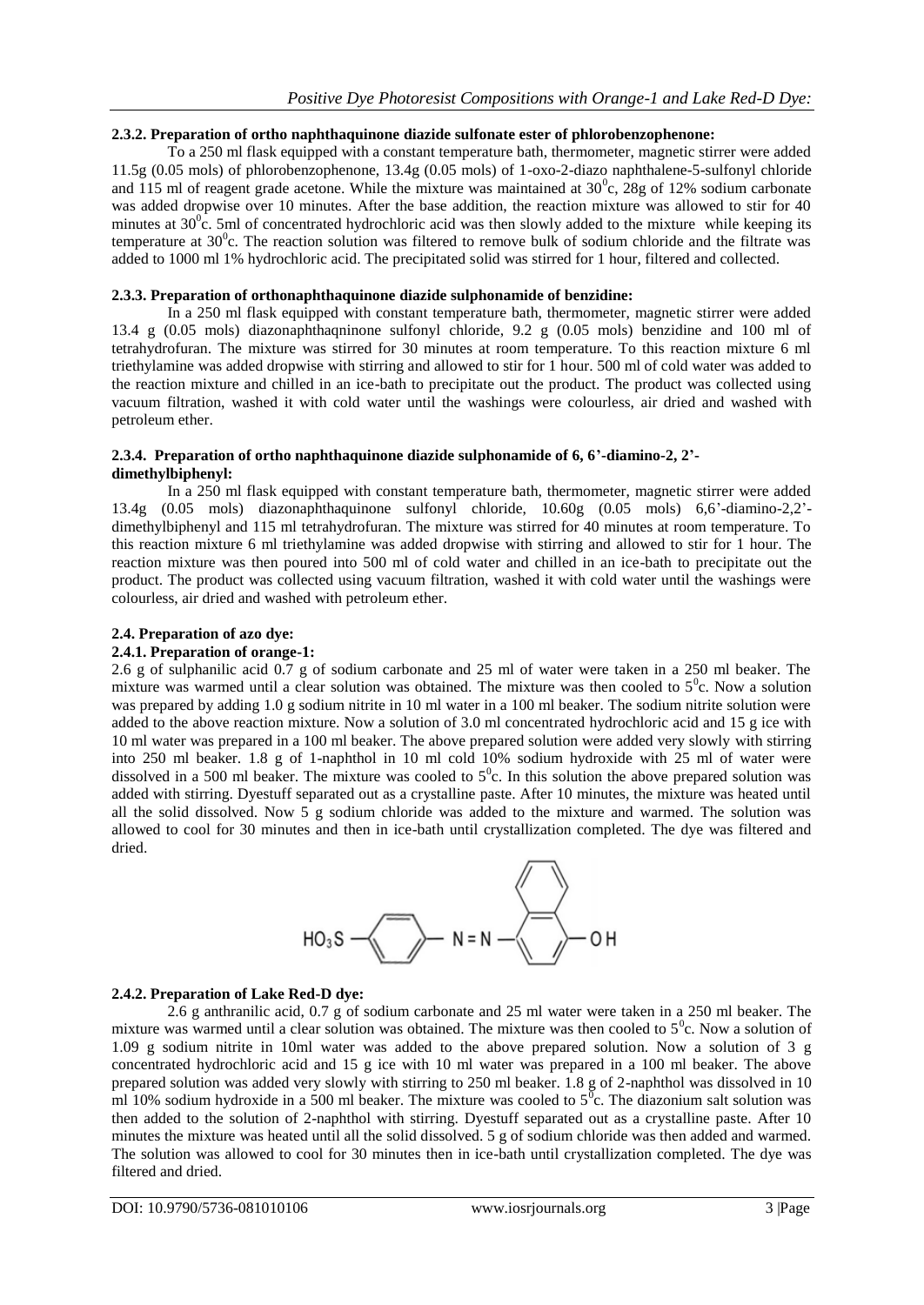### 2.3.2. Preparation of ortho naphthaquinone diazide sulfonate ester of phlorobenzophenone:

To a 250 ml flask equipped with a constant temperature bath, thermometer, magnetic stirrer were added 11.5g (0.05 mols) of phlorobenzophenone, 13.4g (0.05 mols) of 1-oxo-2-diazo naphthalene-5-sulfonyl chloride and 115 ml of reagent grade acetone. While the mixture was maintained at $30^0$c, 28g of 12% sodium carbonate was added dropwise over 10 minutes. After the base addition, the reaction mixture was allowed to stir for 40 minutes at $30^0$c. 5ml of concentrated hydrochloric acid was then slowly added to the mixture while keeping its temperature at $30^0$c. The reaction solution was filtered to remove bulk of sodium chloride and the filtrate was added to 1000 ml 1% hydrochloric acid. The precipitated solid was stirred for 1 hour, filtered and collected.

### 2.3.3. Preparation of orthonaphthaquinone diazide sulphonamide of benzidine:

In a 250 ml flask equipped with constant temperature bath, thermometer, magnetic stirrer were added 13.4 g (0.05 mols) diazonaphthaqninone sulfonyl chloride, 9.2 g (0.05 mols) benzidine and 100 ml of tetrahydrofuran. The mixture was stirred for 30 minutes at room temperature. To this reaction mixture 6 ml triethylamine was added dropwise with stirring and allowed to stir for 1 hour. 500 ml of cold water was added to the reaction mixture and chilled in an ice-bath to precipitate out the product. The product was collected using vacuum filtration, washed it with cold water until the washings were colourless, air dried and washed with petroleum ether.

### 2.3.4. Preparation of ortho naphthaquinone diazide sulphonamide of 6, 6'-diamino-2, 2'-dimethylbiphenyl:

In a 250 ml flask equipped with constant temperature bath, thermometer, magnetic stirrer were added 13.4g (0.05 mols) diazonaphthaquinone sulfonyl chloride, 10.60g (0.05 mols) 6,6'-diamino-2,2'-dimethylbiphenyl and 115 ml tetrahydrofuran. The mixture was stirring for 40 minutes at room temperature. To this reaction mixture 6 ml triethylamine was added dropwise with stirring and allowed to stir for 1 hour. The reaction mixture was then poured into 500 ml of cold water and chilled in an ice-bath to precipitate out the product. The product was collected using vacuum filtration, washed it with cold water until the washings were colourless, air dried and washed with petroleum ether.

## 2.4. Preparation of azo dye:

### 2.4.1. Preparation of orange-1:

2.6 g of sulphanilic acid 0.7 g of sodium carbonate and 25 ml of water were taken in a 250 ml beaker. The mixture was warmed until a clear solution was obtained. The mixture was then cooled to $5^0$c. Now a solution was prepared by adding 1.0 g sodium nitrite in 10 ml water in a 100 ml beaker. The sodium nitrite solution were added to the above reaction mixture. Now a solution of 3.0 ml concentrated hydrochloric acid and 15 g ice with 10 ml water was prepared in a 100 ml beaker. The above prepared solution were added very slowly with stirring into 250 ml beaker. 1.8 g of 1-naphthol in 10 ml cold 10% sodium hydroxide with 25 ml of water were dissolved in a 500 ml beaker. The mixture was cooled to $5^0$c. In this solution the above prepared solution was added with stirring. Dyestuff separated out as a crystalline paste. After 10 minutes, the mixture was heated until all the solid dissolved. Now 5 g sodium chloride was added to the mixture and warmed. The solution was allowed to cool for 30 minutes and then in ice-bath until crystallization completed. The dye was filtered and dried.

$$HO_3S-C_6H_4-N=N-C_{10}H_6-OH$$

### 2.4.2. Preparation of Lake Red-D dye:

2.6 g anthranilic acid, 0.7 g of sodium carbonate and 25 ml water were taken in a 250 ml beaker. The mixture was warmed until a clear solution was obtained. The mixture was then cooled to $5^0$c. Now a solution of 1.09 g sodium nitrite in 10ml water was added to the above prepared solution. Now a solution of 3 g concentrated hydrochloric acid and 15 g ice with 10 ml water was prepared in a 100 ml beaker. The above prepared solution was added very slowly with stirring to 250 ml beaker. 1.8 g of 2-naphthol was dissolved in 10 ml 10% sodium hydroxide in a 500 ml beaker. The mixture was cooled to $5^0$c. The diazonium salt solution was then added to the solution of 2-naphthol with stirring. Dyestuff separated out as a crystalline paste. After 10 minutes the mixture was heated until all the solid dissolved. 5 g of sodium chloride was then added and warmed. The solution was allowed to cool for 30 minutes then in ice-bath until crystallization completed. The dye was filtered and dried.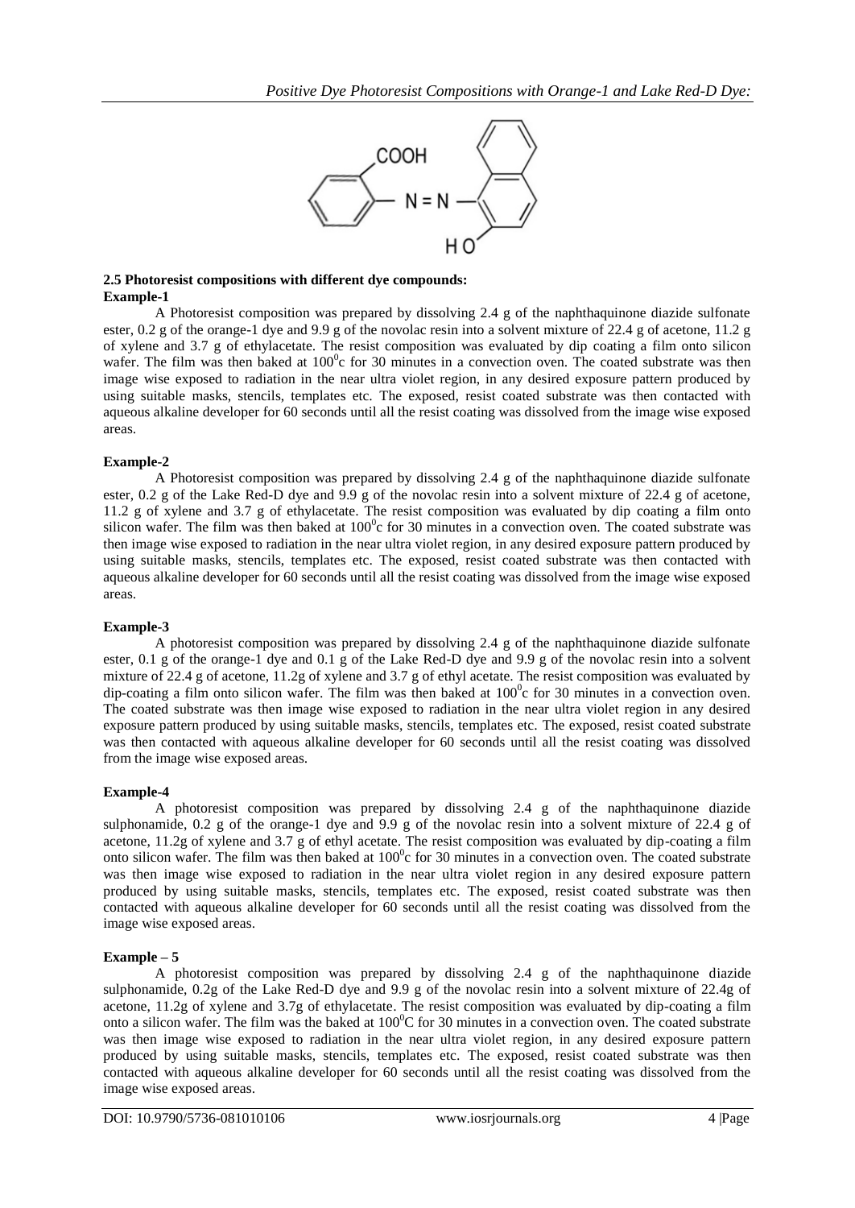COOH

N = N

HO

### 2.5 Photoresist compositions with different dye compounds:

**Example-1**

A Photoresist composition was prepared by dissolving 2.4 g of the naphthaquinone diazide sulfonate ester, 0.2 g of the orange-1 dye and 9.9 g of the novolac resin into a solvent mixture of 22.4 g of acetone, 11.2 g of xylene and 3.7 g of ethylacetate. The resist composition was evaluated by dip coating a film onto silicon wafer. The film was then baked at $100^0$c for 30 minutes in a convection oven. The coated substrate was then image wise exposed to radiation in the near ultra violet region, in any desired exposure pattern produced by using suitable masks, stencils, templates etc. The exposed, resist coated substrate was then contacted with aqueous alkaline developer for 60 seconds until all the resist coating was dissolved from the image wise exposed areas.

**Example-2**

A Photoresist composition was prepared by dissolving 2.4 g of the naphthaquinone diazide sulfonate ester, 0.2 g of the Lake Red-D dye and 9.9 g of the novolac resin into a solvent mixture of 22.4 g of acetone, 11.2 g of xylene and 3.7 g of ethylacetate. The resist composition was evaluated by dip coating a film onto silicon wafer. The film was then baked at $100^0$c for 30 minutes in a convection oven. The coated substrate was then image wise exposed to radiation in the near ultra violet region, in any desired exposure pattern produced by using suitable masks, stencils, templates etc. The exposed, resist coated substrate was then contacted with aqueous alkaline developer for 60 seconds until all the resist coating was dissolved from the image wise exposed areas.

**Example-3**

A photoresist composition was prepared by dissolving 2.4 g of the naphthaquinone diazide sulfonate ester, 0.1 g of the orange-1 dye and 0.1 g of the Lake Red-D dye and 9.9 g of the novolac resin into a solvent mixture of 22.4 g of acetone, 11.2g of xylene and 3.7 g of ethyl acetate. The resist composition was evaluated by dip-coating a film onto silicon wafer. The film was then baked at $100^0$c for 30 minutes in a convection oven. The coated substrate was then image wise exposed to radiation in the near ultra violet region in any desired exposure pattern produced by using suitable masks, stencils, templates etc. The exposed, resist coated substrate was then contacted with aqueous alkaline developer for 60 seconds until all the resist coating was dissolved from the image wise exposed areas.

**Example-4**

A photoresist composition was prepared by dissolving 2.4 g of the naphthaquinone diazide sulphonamide, 0.2 g of the orange-1 dye and 9.9 g of the novolac resin into a solvent mixture of 22.4 g of acetone, 11.2g of xylene and 3.7 g of ethyl acetate. The resist composition was evaluated by dip-coating a film onto silicon wafer. The film was then baked at $100^0$c for 30 minutes in a convection oven. The coated substrate was then image wise exposed to radiation in the near ultra violet region in any desired exposure pattern produced by using suitable masks, stencils, templates etc. The exposed, resist coated substrate was then contacted with aqueous alkaline developer for 60 seconds until all the resist coating was dissolved from the image wise exposed areas.

**Example – 5**

A photoresist composition was prepared by dissolving 2.4 g of the naphthaquinone diazide sulphonamide, 0.2g of the Lake Red-D dye and 9.9 g of the novolac resin into a solvent mixture of 22.4g of acetone, 11.2g of xylene and 3.7g of ethylacetate. The resist composition was evaluated by dip-coating a film onto a silicon wafer. The film was the baked at $100^0$C for 30 minutes in a convection oven. The coated substrate was then image wise exposed to radiation in the near ultra violet region, in any desired exposure pattern produced by using suitable masks, stencils, templates etc. The exposed, resist coated substrate was then contacted with aqueous alkaline developer for 60 seconds until all the resist coating was dissolved from the image wise exposed areas.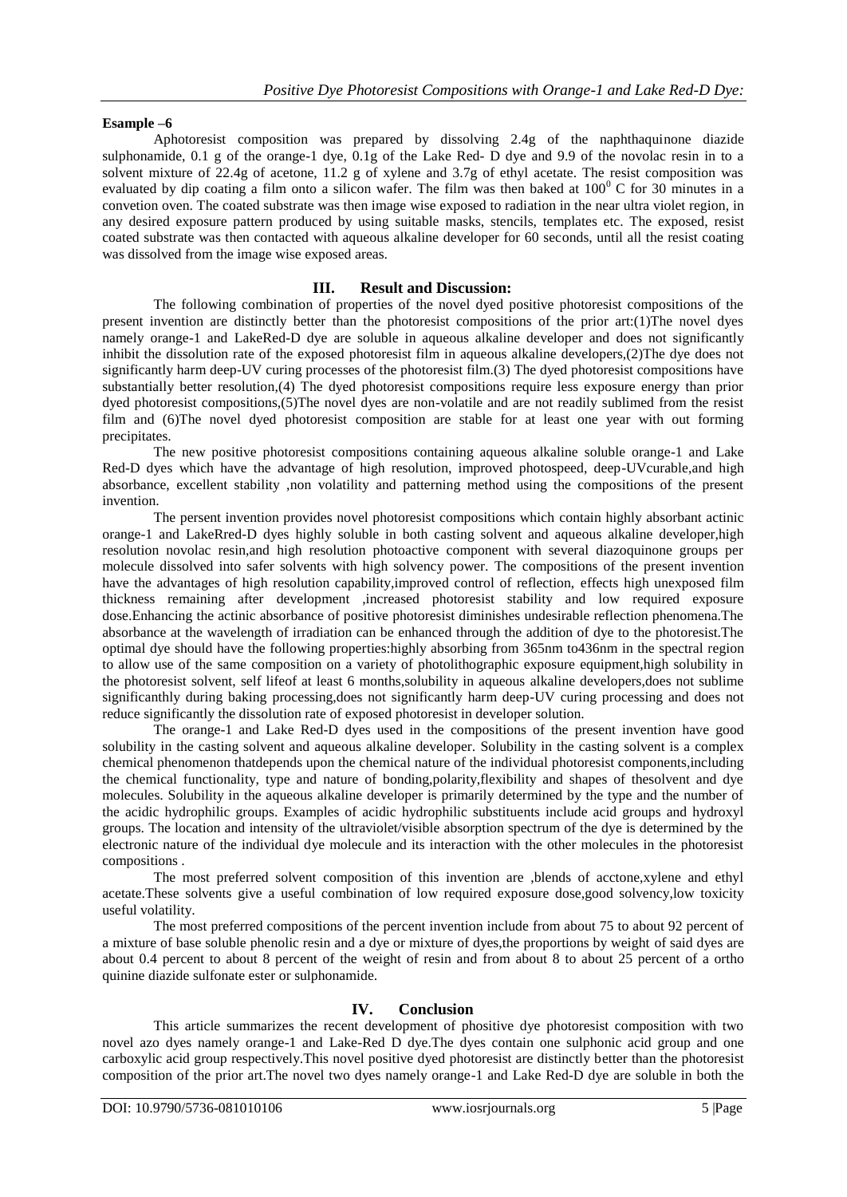**Esample –6**

Aphotoresist composition was prepared by dissolving 2.4g of the naphthaquinone diazide sulphonamide, 0.1 g of the orange-1 dye, 0.1g of the Lake Red- D dye and 9.9 of the novolac resin in to a solvent mixture of 22.4g of acetone, 11.2 g of xylene and 3.7g of ethyl acetate. The resist composition was evaluated by dip coating a film onto a silicon wafer. The film was then baked at $100^0$ C for 30 minutes in a convetion oven. The coated substrate was then image wise exposed to radiation in the near ultra violet region, in any desired exposure pattern produced by using suitable masks, stencils, templates etc. The exposed, resist coated substrate was then contacted with aqueous alkaline developer for 60 seconds, until all the resist coating was dissolved from the image wise exposed areas.

## III. Result and Discussion:

The following combination of properties of the novel dyed positive photoresist compositions of the present invention are distinctly better than the photoresist compositions of the prior art:(1)The novel dyes namely orange-1 and LakeRed-D dye are soluble in aqueous alkaline developer and does not significantly inhibit the dissolution rate of the exposed photoresist film in aqueous alkaline developers,(2)The dye does not significantly harm deep-UV curing processes of the photoresist film.(3) The dyed photoresist compositions have substantially better resolution,(4) The dyed photoresist compositions require less exposure energy than prior dyed photoresist compositions,(5)The novel dyes are non-volatile and are not readily sublimed from the resist film and (6)The novel dyed photoresist composition are stable for at least one year with out forming precipitates.

The new positive photoresist compositions containing aqueous alkaline soluble orange-1 and Lake Red-D dyes which have the advantage of high resolution, improved photospeed, deep-UVcurable,and high absorbance, excellent stability ,non volatility and patterning method using the compositions of the present invention.

The persent invention provides novel photoresist compositions which contain highly absorbant actinic orange-1 and LakeRred-D dyes highly soluble in both casting solvent and aqueous alkaline developer,high resolution novolac resin,and high resolution photoactive component with several diazoquinone groups per molecule dissolved into safer solvents with high solvency power. The compositions of the present invention have the advantages of high resolution capability,improved control of reflection, effects high unexposed film thickness remaining after development ,increased photoresist stability and low required exposure dose.Enhancing the actinic absorbance of positive photoresist diminishes undesirable reflection phenomena.The absorbance at the wavelength of irradiation can be enhanced through the addition of dye to the photoresist.The optimal dye should have the following properties:highly absorbing from 365nm to436nm in the spectral region to allow use of the same composition on a variety of photolithographic exposure equipment,high solubility in the photoresist solvent, self lifeof at least 6 months,solubility in aqueous alkaline developers,does not sublime significanthly during baking processing,does not significantly harm deep-UV curing processing and does not reduce significantly the dissolution rate of exposed photoresist in developer solution.

The orange-1 and Lake Red-D dyes used in the compositions of the present invention have good solubility in the casting solvent and aqueous alkaline developer. Solubility in the casting solvent is a complex chemical phenomenon thatdepends upon the chemical nature of the individual photoresist components,including the chemical functionality, type and nature of bonding,polarity,flexibility and shapes of thesolvent and dye molecules. Solubility in the aqueous alkaline developer is primarily determined by the type and the number of the acidic hydrophilic groups. Examples of acidic hydrophilic substituents include acid groups and hydroxyl groups. The location and intensity of the ultraviolet/visible absorption spectrum of the dye is determined by the electronic nature of the individual dye molecule and its interaction with the other molecules in the photoresist compositions .

The most preferred solvent composition of this invention are ,blends of acctone,xylene and ethyl acetate.These solvents give a useful combination of low required exposure dose,good solvency,low toxicity useful volatility.

The most preferred compositions of the percent invention include from about 75 to about 92 percent of a mixture of base soluble phenolic resin and a dye or mixture of dyes,the proportions by weight of said dyes are about 0.4 percent to about 8 percent of the weight of resin and from about 8 to about 25 percent of a ortho quinine diazide sulfonate ester or sulphonamide.

## IV. Conclusion

This article summarizes the recent development of phositive dye photoresist composition with two novel azo dyes namely orange-1 and Lake-Red D dye.The dyes contain one sulphonic acid group and one carboxylic acid group respectively.This novel positive dyed photoresist are distinctly better than the photoresist composition of the prior art.The novel two dyes namely orange-1 and Lake Red-D dye are soluble in both the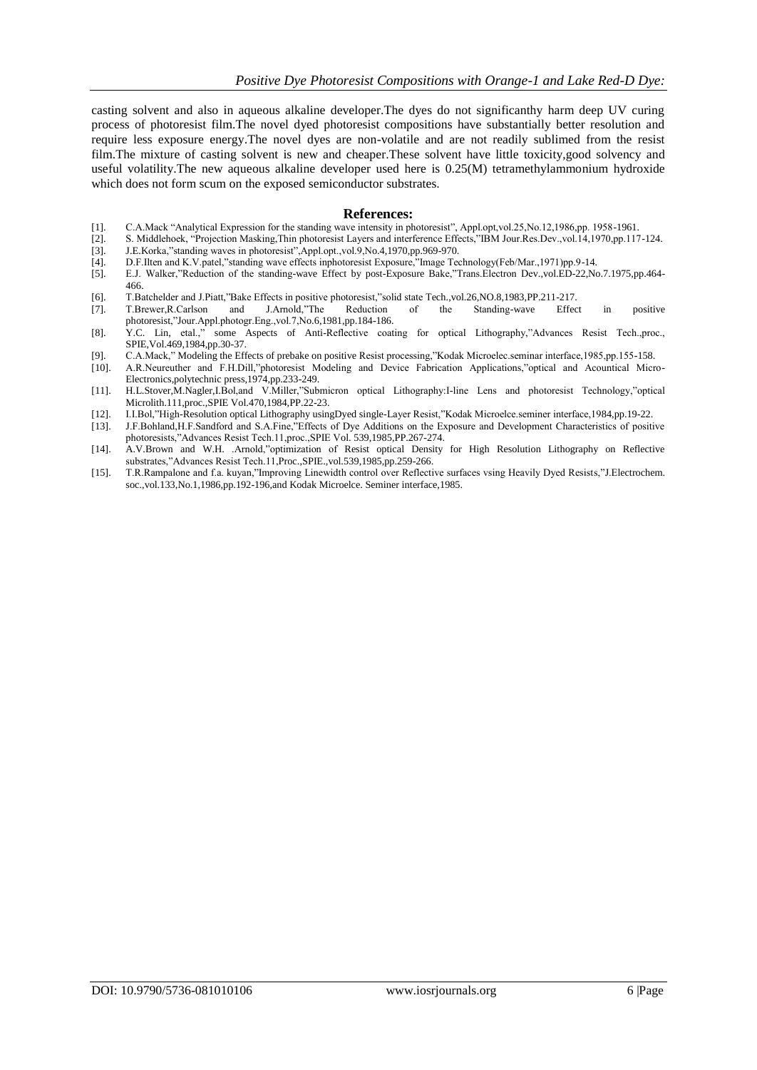casting solvent and also in aqueous alkaline developer.The dyes do not significanthy harm deep UV curing process of photoresist film.The novel dyed photoresist compositions have substantially better resolution and require less exposure energy.The novel dyes are non-volatile and are not readily sublimed from the resist film.The mixture of casting solvent is new and cheaper.These solvent have little toxicity,good solvency and useful volatility.The new aqueous alkaline developer used here is 0.25(M) tetramethylammonium hydroxide which does not form scum on the exposed semiconductor substrates.

## References:

[1]. C.A.Mack "Analytical Expression for the standing wave intensity in photoresist", Appl.opt,vol.25,No.12,1986,pp. 1958-1961.

[2]. S. Middlehoek, "Projection Masking,Thin photoresist Layers and interference Effects,"IBM Jour.Res.Dev.,vol.14,1970,pp.117-124.

[3]. J.E.Korka,"standing waves in photoresist",Appl.opt.,vol.9,No.4,1970,pp.969-970.

[4]. D.F.Ilten and K.V.patel,"standing wave effects inphotoresist Exposure,"Image Technology(Feb/Mar.,1971)pp.9-14.

[5]. E.J. Walker,"Reduction of the standing-wave Effect by post-Exposure Bake,"Trans.Electron Dev.,vol.ED-22,No.7.1975,pp.464-466.

[6]. T.Batchelder and J.Piatt,"Bake Effects in positive photoresist,"solid state Tech.,vol.26,NO.8,1983,PP.211-217.

[7]. T.Brewer,R.Carlson and J.Arnold,"The Reduction of the Standing-wave Effect in positive photoresist,"Jour.Appl.photogr.Eng.,vol.7,No.6,1981,pp.184-186.

[8]. Y.C. Lin, etal.," some Aspects of Anti-Reflective coating for optical Lithography,"Advances Resist Tech.,proc., SPIE,Vol.469,1984,pp.30-37.

[9]. C.A.Mack," Modeling the Effects of prebake on positive Resist processing,"Kodak Microelec.seminar interface,1985,pp.155-158.

[10]. A.R.Neureuther and F.H.Dill,"photoresist Modeling and Device Fabrication Applications,"optical and Acountical Micro-Electronics,polytechnic press,1974,pp.233-249.

[11]. H.L.Stover,M.Nagler,I.Bol,and V.Miller,"Submicron optical Lithography:I-line Lens and photoresist Technology,"optical Microlith.111,proc.,SPIE Vol.470,1984,PP.22-23.

[12]. I.I.Bol,"High-Resolution optical Lithography usingDyed single-Layer Resist,"Kodak Microelce.seminer interface,1984,pp.19-22.

[13]. J.F.Bohland,H.F.Sandford and S.A.Fine,"Effects of Dye Additions on the Exposure and Development Characteristics of positive photoresists,"Advances Resist Tech.11,proc.,SPIE Vol. 539,1985,PP.267-274.

[14]. A.V.Brown and W.H. .Arnold,"optimization of Resist optical Density for High Resolution Lithography on Reflective substrates,"Advances Resist Tech.11,Proc.,SPIE.,vol.539,1985,pp.259-266.

[15]. T.R.Rampalone and f.a. kuyan,"Improving Linewidth control over Reflective surfaces vsing Heavily Dyed Resists,"J.Electrochem. soc.,vol.133,No.1,1986,pp.192-196,and Kodak Microelce. Seminer interface,1985.